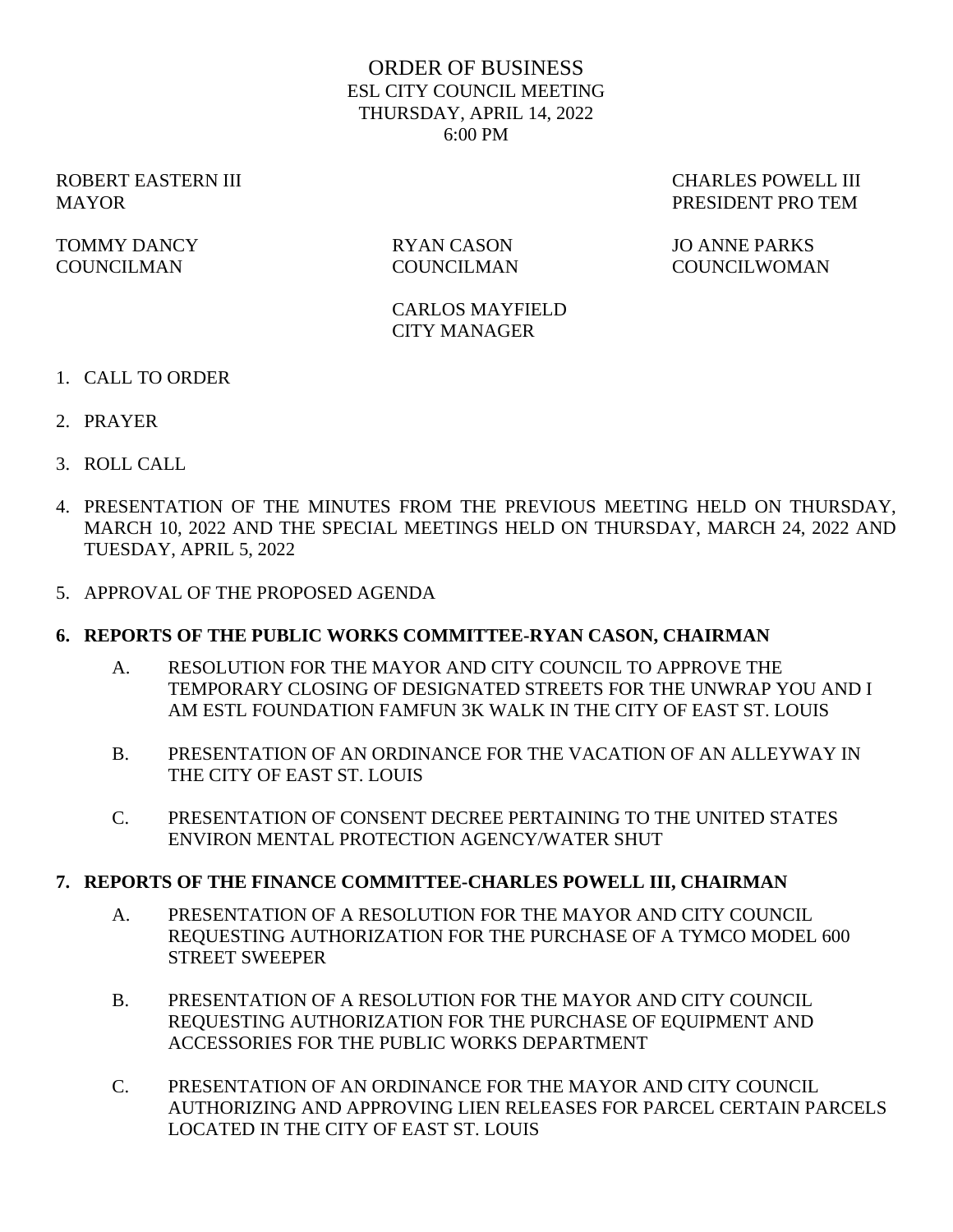# ORDER OF BUSINESS
## ESL CITY COUNCIL MEETING
## THURSDAY, APRIL 14, 2022
## 6:00 PM

ROBERT EASTERN III
MAYOR

CHARLES POWELL III
PRESIDENT PRO TEM

TOMMY DANCY
COUNCILMAN

RYAN CASON
COUNCILMAN

JO ANNE PARKS
COUNCILWOMAN

CARLOS MAYFIELD
CITY MANAGER

1. CALL TO ORDER

2. PRAYER

3. ROLL CALL

4. PRESENTATION OF THE MINUTES FROM THE PREVIOUS MEETING HELD ON THURSDAY, MARCH 10, 2022 AND THE SPECIAL MEETINGS HELD ON THURSDAY, MARCH 24, 2022 AND TUESDAY, APRIL 5, 2022

5. APPROVAL OF THE PROPOSED AGENDA

**6. REPORTS OF THE PUBLIC WORKS COMMITTEE-RYAN CASON, CHAIRMAN**

A. RESOLUTION FOR THE MAYOR AND CITY COUNCIL TO APPROVE THE TEMPORARY CLOSING OF DESIGNATED STREETS FOR THE UNWRAP YOU AND I AM ESTL FOUNDATION FAMFUN 3K WALK IN THE CITY OF EAST ST. LOUIS

B. PRESENTATION OF AN ORDINANCE FOR THE VACATION OF AN ALLEYWAY IN THE CITY OF EAST ST. LOUIS

C. PRESENTATION OF CONSENT DECREE PERTAINING TO THE UNITED STATES ENVIRON MENTAL PROTECTION AGENCY/WATER SHUT

**7. REPORTS OF THE FINANCE COMMITTEE-CHARLES POWELL III, CHAIRMAN**

A. PRESENTATION OF A RESOLUTION FOR THE MAYOR AND CITY COUNCIL REQUESTING AUTHORIZATION FOR THE PURCHASE OF A TYMCO MODEL 600 STREET SWEEPER

B. PRESENTATION OF A RESOLUTION FOR THE MAYOR AND CITY COUNCIL REQUESTING AUTHORIZATION FOR THE PURCHASE OF EQUIPMENT AND ACCESSORIES FOR THE PUBLIC WORKS DEPARTMENT

C. PRESENTATION OF AN ORDINANCE FOR THE MAYOR AND CITY COUNCIL AUTHORIZING AND APPROVING LIEN RELEASES FOR PARCEL CERTAIN PARCELS LOCATED IN THE CITY OF EAST ST. LOUIS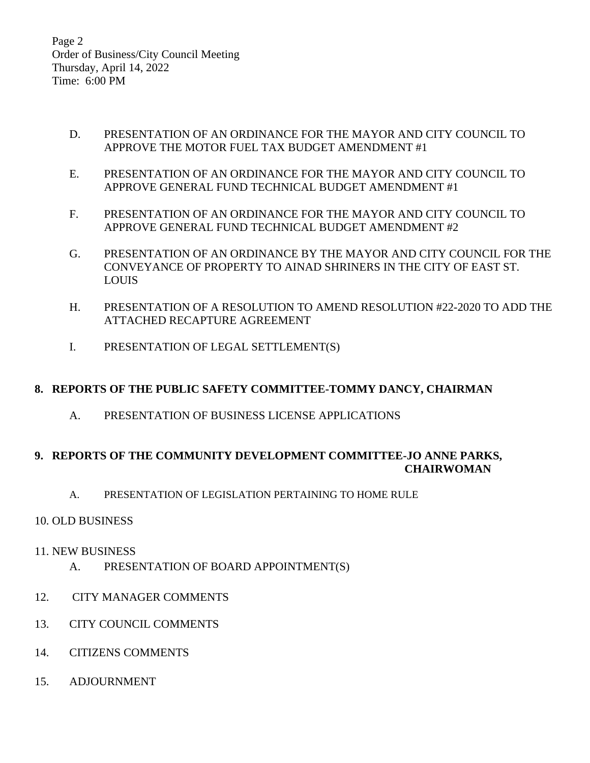Page 2
Order of Business/City Council Meeting
Thursday, April 14, 2022
Time: 6:00 PM

D. PRESENTATION OF AN ORDINANCE FOR THE MAYOR AND CITY COUNCIL TO APPROVE THE MOTOR FUEL TAX BUDGET AMENDMENT #1

E. PRESENTATION OF AN ORDINANCE FOR THE MAYOR AND CITY COUNCIL TO APPROVE GENERAL FUND TECHNICAL BUDGET AMENDMENT #1

F. PRESENTATION OF AN ORDINANCE FOR THE MAYOR AND CITY COUNCIL TO APPROVE GENERAL FUND TECHNICAL BUDGET AMENDMENT #2

G. PRESENTATION OF AN ORDINANCE BY THE MAYOR AND CITY COUNCIL FOR THE CONVEYANCE OF PROPERTY TO AINAD SHRINERS IN THE CITY OF EAST ST. LOUIS

H. PRESENTATION OF A RESOLUTION TO AMEND RESOLUTION #22-2020 TO ADD THE ATTACHED RECAPTURE AGREEMENT

I. PRESENTATION OF LEGAL SETTLEMENT(S)

**8. REPORTS OF THE PUBLIC SAFETY COMMITTEE-TOMMY DANCY, CHAIRMAN**

A. PRESENTATION OF BUSINESS LICENSE APPLICATIONS

**9. REPORTS OF THE COMMUNITY DEVELOPMENT COMMITTEE-JO ANNE PARKS, CHAIRWOMAN**

A. PRESENTATION OF LEGISLATION PERTAINING TO HOME RULE

10. OLD BUSINESS

11. NEW BUSINESS

A. PRESENTATION OF BOARD APPOINTMENT(S)

12. CITY MANAGER COMMENTS

13. CITY COUNCIL COMMENTS

14. CITIZENS COMMENTS

15. ADJOURNMENT